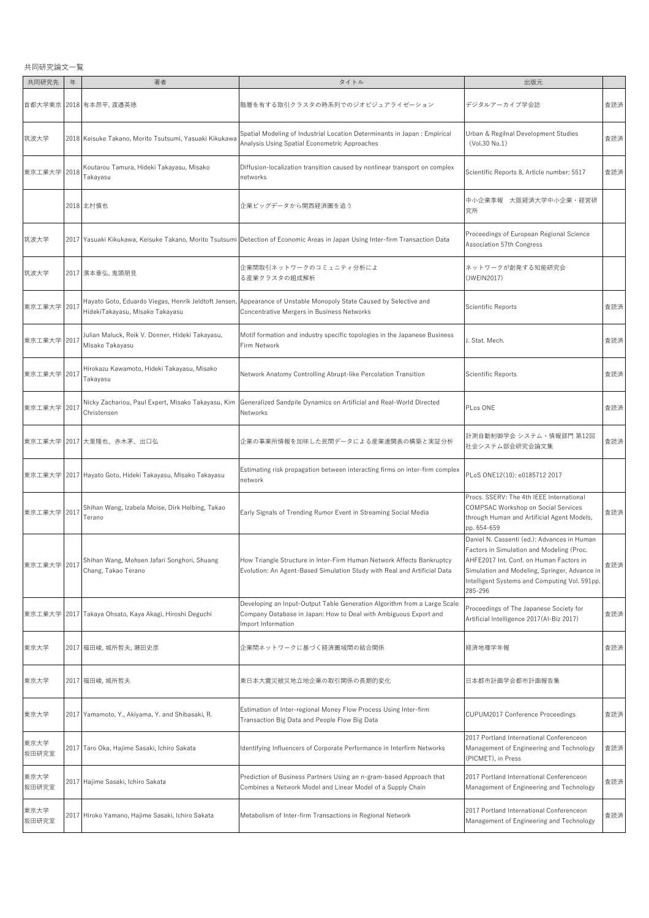共同研究論文一覧

| 共同研究先 | 年 | 著者 | タイトル | 出版元 | |
|---|---|---|---|---|---|
| 首都大学東京 | 2018 | 有本昂平, 渡邊英徳 | 階層を有する取引クラスタの時系列でのジオビジュアライゼーション | デジタルアーカイブ学会誌 | 査読済 |
| 筑波大学 | 2018 | Keisuke Takano, Morito Tsutsumi, Yasuaki Kikukawa | Spatial Modeling of Industrial Location Determinants in Japan : Empirical Analysis Using Spatial Econometric Approaches | Urban & Regilnal Development Studies （Vol.30 No.1） | 査読済 |
| 東京工業大学 | 2018 | Koutarou Tamura, Hideki Takayasu, Misako Takayasu | Diffusion-localization transition caused by nonlinear transport on complex networks | Scientific Reports 8, Article number: 5517 | 査読済 |
| | 2018 | 北村慎也 | 企業ビッグデータから関西経済圏を追う | 中小企業季報　大阪経済大学中小企業・経営研究所 | |
| 筑波大学 | 2017 | Yasuaki Kikukawa, Keisuke Takano, Morito Tsutsumi | Detection of Economic Areas in Japan Using Inter-firm Transaction Data | Proceedings of European Regional Science Association 57th Congress | |
| 筑波大学 | 2017 | 濱本章弘, 鬼頭朋見 | 企業間取引ネットワークのコミュニティ分析による産業クラスタの組成解析 | ネットワークが創発する知能研究会 (JWEIN2017) | |
| 東京工業大学 | 2017 | Hayato Goto, Eduardo Viegas, Henrik Jeldtoft Jensen, HidekiTakayasu, Misako Takayasu | Appearance of Unstable Monopoly State Caused by Selective and Concentrative Mergers in Business Networks | Scientific Reports | 査読済 |
| 東京工業大学 | 2017 | Julian Maluck, Reik V. Donner, Hideki Takayasu, Misako Takayasu | Motif formation and industry specific topologies in the Japanese Business Firm Network | J. Stat. Mech. | 査読済 |
| 東京工業大学 | 2017 | Hirokazu Kawamoto, Hideki Takayasu, Misako Takayasu | Network Anatomy Controlling Abrupt-like Percolation Transition | Scientific Reports | 査読済 |
| 東京工業大学 | 2017 | Nicky Zachariou, Paul Expert, Misako Takayasu, Kim Christensen | Generalized Sandpile Dynamics on Artificial and Real-World Directed Networks | PLos ONE | 査読済 |
| 東京工業大学 | 2017 | 大里隆也、赤木茅、出口弘 | 企業の事業所情報を加味した民間データによる産業連関表の構築と実証分析 | 計測自動制御学会 システム・情報部門 第12回社会システム部会研究会論文集 | 査読済 |
| 東京工業大学 | 2017 | Hayato Goto, Hideki Takayasu, Misako Takayasu | Estimating risk propagation between interacting firms on inter-firm complex network | PLoS ONE12(10): e0185712 2017 | |
| 東京工業大学 | 2017 | Shihan Wang, Izabela Moise, Dirk Helbing, Takao Terano | Early Signals of Trending Rumor Event in Streaming Social Media | Procs. SSERV: The 4th IEEE International COMPSAC Workshop on Social Services through Human and Artificial Agent Models, pp. 654-659 | 査読済 |
| 東京工業大学 | 2017 | Shihan Wang, Mohsen Jafari Songhori, Shuang Chang, Takao Terano | How Triangle Structure in Inter-Firm Human Network Affects Bankruptcy Evolution: An Agent-Based Simulation Study with Real and Artificial Data | Daniel N. Cassenti (ed.): Advances in Human Factors in Simulation and Modeling (Proc. AHFE2017 Int. Conf. on Human Factors in Simulation and Modeling, Springer, Advance in Intelligent Systems and Computing Vol. 591pp. 285-296 | 査読済 |
| 東京工業大学 | 2017 | Takaya Ohsato, Kaya Akagi, Hiroshi Deguchi | Developing an Input-Output Table Generation Algorithm from a Large Scale Company Database in Japan: How to Deal with Ambiguous Export and Import Information | Proceedings of The Japanese Society for Artificial Intelligence 2017(AI-Biz 2017) | 査読済 |
| 東京大学 | 2017 | 福田綾, 城所哲夫, 瀬田史彦 | 企業間ネットワークに基づく経済圏域間の結合関係 | 経済地理学年報 | 査読済 |
| 東京大学 | 2017 | 福田綾, 城所哲夫 | 東日本大震災被災地立地企業の取引関係の長期的変化 | 日本都市計画学会都市計画報告集 | |
| 東京大学 | 2017 | Yamamoto, Y., Akiyama, Y. and Shibasaki, R. | Estimation of Inter-regional Money Flow Process Using Inter-firm Transaction Big Data and People Flow Big Data | CUPUM2017 Conference Proceedings | 査読済 |
| 東京大学 坂田研究室 | 2017 | Taro Oka, Hajime Sasaki, Ichiro Sakata | Identifying Influencers of Corporate Performance in Interfirm Networks | 2017 Portland International Conferenceon Management of Engineering and Technology (PICMET), in Press | 査読済 |
| 東京大学 坂田研究室 | 2017 | Hajime Sasaki, Ichiro Sakata | Prediction of Business Partners Using an n-gram-based Approach that Combines a Network Model and Linear Model of a Supply Chain | 2017 Portland International Conferenceon Management of Engineering and Technology | 査読済 |
| 東京大学 坂田研究室 | 2017 | Hiroko Yamano, Hajime Sasaki, Ichiro Sakata | Metabolism of Inter-firm Transactions in Regional Network | 2017 Portland International Conferenceon Management of Engineering and Technology | 査読済 |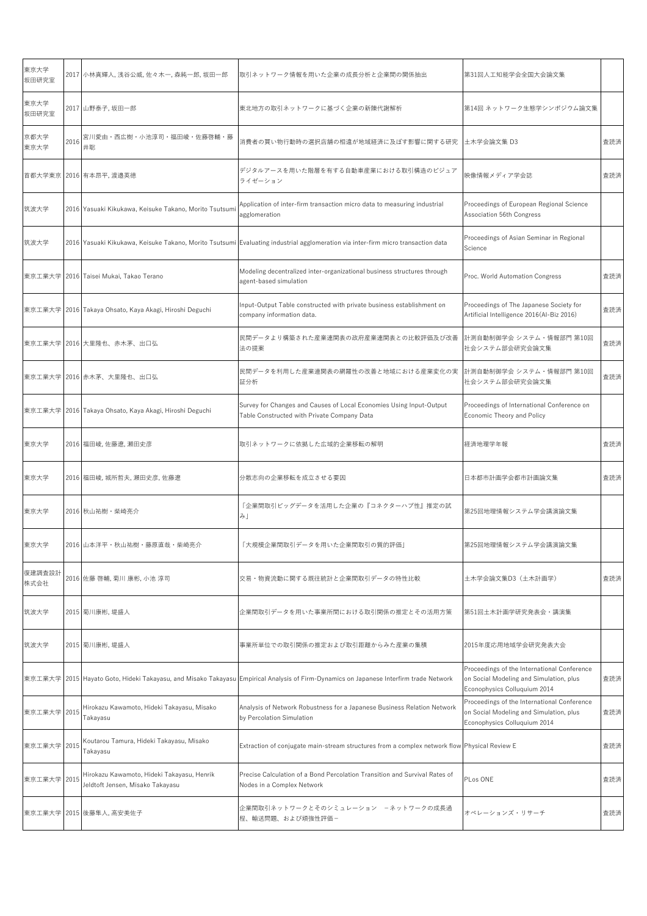| | | | | | |
|---|---|---|---|---|---|
| 東京大学 坂田研究室 | 2017 | 小林真輝人, 浅谷公威, 佐々木一, 森純一郎, 坂田一郎 | 取引ネットワーク情報を用いた企業の成長分析と企業間の関係抽出 | 第31回人工知能学会全国大会論文集 | |
| 東京大学 坂田研究室 | 2017 | 山野泰子, 坂田一郎 | 東北地方の取引ネットワークに基づく企業の新陳代謝解析 | 第14回 ネットワーク生態学シンポジウム論文集 | |
| 京都大学 東京大学 | 2016 | 宮川愛由・西広樹・小池淳司・福田崚・佐藤啓輔・藤井聡 | 消費者の買い物行動時の選択店舗の相違が地域経済に及ぼす影響に関する研究 | 土木学会論文集 D3 | 査読済 |
| 首都大学東京 | 2016 | 有本昂平, 渡邊英徳 | デジタルアースを用いた階層を有する自動車産業における取引構造のビジュアライゼーション | 映像情報メディア学会誌 | 査読済 |
| 筑波大学 | 2016 | Yasuaki Kikukawa, Keisuke Takano, Morito Tsutsumi | Application of inter-firm transaction micro data to measuring industrial agglomeration | Proceedings of European Regional Science Association 56th Congress | |
| 筑波大学 | 2016 | Yasuaki Kikukawa, Keisuke Takano, Morito Tsutsumi | Evaluating industrial agglomeration via inter-firm micro transaction data | Proceedings of Asian Seminar in Regional Science | |
| 東京工業大学 | 2016 | Taisei Mukai, Takao Terano | Modeling decentralized inter-organizational business structures through agent-based simulation | Proc. World Automation Congress | 査読済 |
| 東京工業大学 | 2016 | Takaya Ohsato, Kaya Akagi, Hiroshi Deguchi | Input-Output Table constructed with private business establishment on company information data. | Proceedings of The Japanese Society for Artificial Intelligence 2016(AI-Biz 2016) | 査読済 |
| 東京工業大学 | 2016 | 大里隆也、赤木茅、出口弘 | 民間データより構築された産業連関表の政府産業連関表との比較評価及び改善法の提案 | 計測自動制御学会 システム・情報部門 第10回社会システム部会研究会論文集 | 査読済 |
| 東京工業大学 | 2016 | 赤木茅、大里隆也、出口弘 | 民間データを利用した産業連関表の網羅性の改善と地域における産業変化の実証分析 | 計測自動制御学会 システム・情報部門 第10回社会システム部会研究会論文集 | 査読済 |
| 東京工業大学 | 2016 | Takaya Ohsato, Kaya Akagi, Hiroshi Deguchi | Survey for Changes and Causes of Local Economies Using Input-Output Table Constructed with Private Company Data | Proceedings of International Conference on Economic Theory and Policy | |
| 東京大学 | 2016 | 福田崚, 佐藤遼, 瀬田史彦 | 取引ネットワークに依拠した広域的企業移転の解明 | 経済地理学年報 | 査読済 |
| 東京大学 | 2016 | 福田崚, 城所哲夫, 瀬田史彦, 佐藤遼 | 分散志向の企業移転を成立させる要因 | 日本都市計画学会都市計画論文集 | 査読済 |
| 東京大学 | 2016 | 秋山祐樹・柴崎亮介 | 「企業間取引ビッグデータを活用した企業の『コネクターハブ性』推定の試み」 | 第25回地理情報システム学会講演論文集 | |
| 東京大学 | 2016 | 山本洋平・秋山祐樹・藤原直哉・柴崎亮介 | 「大規模企業間取引データを用いた企業間取引の質的評価」 | 第25回地理情報システム学会講演論文集 | |
| 復建調査設計株式会社 | 2016 | 佐藤 啓輔, 菊川 康彬, 小池 淳司 | 交易・物資流動に関する既往統計と企業間取引データの特性比較 | 土木学会論文集D3（土木計画学） | 査読済 |
| 筑波大学 | 2015 | 菊川康彬, 堤盛人 | 企業間取引データを用いた事業所間における取引関係の推定とその活用方策 | 第51回土木計画学研究発表会・講演集 | |
| 筑波大学 | 2015 | 菊川康彬, 堤盛人 | 事業所単位での取引関係の推定および取引距離からみた産業の集積 | 2015年度応用地域学会研究発表大会 | |
| 東京工業大学 | 2015 | Hayato Goto, Hideki Takayasu, and Misako Takayasu | Empirical Analysis of Firm-Dynamics on Japanese Interfirm trade Network | Proceedings of the International Conference on Social Modeling and Simulation, plus Econophysics Colluquium 2014 | 査読済 |
| 東京工業大学 | 2015 | Hirokazu Kawamoto, Hideki Takayasu, Misako Takayasu | Analysis of Network Robustness for a Japanese Business Relation Network by Percolation Simulation | Proceedings of the International Conference on Social Modeling and Simulation, plus Econophysics Colluquium 2014 | 査読済 |
| 東京工業大学 | 2015 | Koutarou Tamura, Hideki Takayasu, Misako Takayasu | Extraction of conjugate main-stream structures from a complex network flow | Physical Review E | 査読済 |
| 東京工業大学 | 2015 | Hirokazu Kawamoto, Hideki Takayasu, Henrik Jeldtoft Jensen, Misako Takayasu | Precise Calculation of a Bond Percolation Transition and Survival Rates of Nodes in a Complex Network | PLos ONE | 査読済 |
| 東京工業大学 | 2015 | 後藤隼人, 高安美佐子 | 企業間取引ネットワークとそのシミュレーション　－ネットワークの成長過程、輸送問題、および頑強性評価－ | オペレーションズ・リサーチ | 査読済 |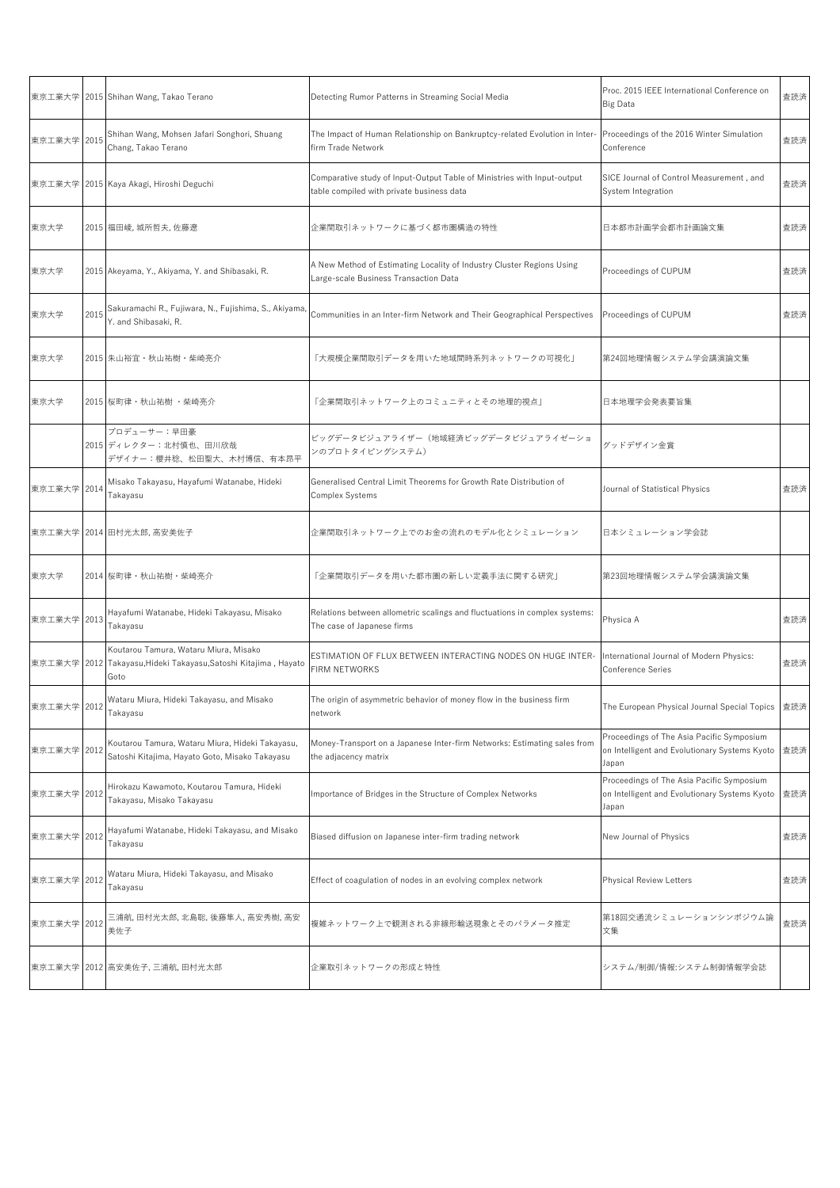| | | | | | |
|---|---|---|---|---|---|
| 東京工業大学 | 2015 | Shihan Wang, Takao Terano | Detecting Rumor Patterns in Streaming Social Media | Proc. 2015 IEEE International Conference on Big Data | 査読済 |
| 東京工業大学 | 2015 | Shihan Wang, Mohsen Jafari Songhori, Shuang Chang, Takao Terano | The Impact of Human Relationship on Bankruptcy-related Evolution in Inter-firm Trade Network | Proceedings of the 2016 Winter Simulation Conference | 査読済 |
| 東京工業大学 | 2015 | Kaya Akagi, Hiroshi Deguchi | Comparative study of Input-Output Table of Ministries with Input-output table compiled with private business data | SICE Journal of Control Measurement , and System Integration | 査読済 |
| 東京大学 | 2015 | 福田崚, 城所哲夫, 佐藤遼 | 企業間取引ネットワークに基づく都市圏構造の特性 | 日本都市計画学会都市計画論文集 | 査読済 |
| 東京大学 | 2015 | Akeyama, Y., Akiyama, Y. and Shibasaki, R. | A New Method of Estimating Locality of Industry Cluster Regions Using Large-scale Business Transaction Data | Proceedings of CUPUM | 査読済 |
| 東京大学 | 2015 | Sakuramachi R., Fujiwara, N., Fujishima, S., Akiyama, Y. and Shibasaki, R. | Communities in an Inter-firm Network and Their Geographical Perspectives | Proceedings of CUPUM | 査読済 |
| 東京大学 | 2015 | 朱山裕宜・秋山祐樹・柴崎亮介 | 「大規模企業間取引データを用いた地域間時系列ネットワークの可視化」 | 第24回地理情報システム学会講演論文集 | |
| 東京大学 | 2015 | 桜町律・秋山祐樹 ・柴崎亮介 | 「企業間取引ネットワーク上のコミュニティとその地理的視点」 | 日本地理学会発表要旨集 | |
| | 2015 | プロデューサー：早田豪<br>ディレクター：北村慎也、田川欣哉<br>デザイナー：櫻井稔、松田聖大、木村博信、有本昂平 | ビッグデータビジュアライザー（地域経済ビッグデータビジュアライゼーションのプロトタイピングシステム） | グッドデザイン金賞 | |
| 東京工業大学 | 2014 | Misako Takayasu, Hayafumi Watanabe, Hideki Takayasu | Generalised Central Limit Theorems for Growth Rate Distribution of Complex Systems | Journal of Statistical Physics | 査読済 |
| 東京工業大学 | 2014 | 田村光太郎, 高安美佐子 | 企業間取引ネットワーク上でのお金の流れのモデル化とシミュレーション | 日本シミュレーション学会誌 | |
| 東京大学 | 2014 | 桜町律・秋山祐樹・柴崎亮介 | 「企業間取引データを用いた都市圏の新しい定義手法に関する研究」 | 第23回地理情報システム学会講演論文集 | |
| 東京工業大学 | 2013 | Hayafumi Watanabe, Hideki Takayasu, Misako Takayasu | Relations between allometric scalings and fluctuations in complex systems: The case of Japanese firms | Physica A | 査読済 |
| 東京工業大学 | 2012 | Koutarou Tamura, Wataru Miura, Misako Takayasu,Hideki Takayasu,Satoshi Kitajima , Hayato Goto | ESTIMATION OF FLUX BETWEEN INTERACTING NODES ON HUGE INTER-FIRM NETWORKS | International Journal of Modern Physics: Conference Series | 査読済 |
| 東京工業大学 | 2012 | Wataru Miura, Hideki Takayasu, and Misako Takayasu | The origin of asymmetric behavior of money flow in the business firm network | The European Physical Journal Special Topics | 査読済 |
| 東京工業大学 | 2012 | Koutarou Tamura, Wataru Miura, Hideki Takayasu, Satoshi Kitajima, Hayato Goto, Misako Takayasu | Money-Transport on a Japanese Inter-firm Networks: Estimating sales from the adjacency matrix | Proceedings of The Asia Pacific Symposium on Intelligent and Evolutionary Systems Kyoto Japan | 査読済 |
| 東京工業大学 | 2012 | Hirokazu Kawamoto, Koutarou Tamura, Hideki Takayasu, Misako Takayasu | Importance of Bridges in the Structure of Complex Networks | Proceedings of The Asia Pacific Symposium on Intelligent and Evolutionary Systems Kyoto Japan | 査読済 |
| 東京工業大学 | 2012 | Hayafumi Watanabe, Hideki Takayasu, and Misako Takayasu | Biased diffusion on Japanese inter-firm trading network | New Journal of Physics | 査読済 |
| 東京工業大学 | 2012 | Wataru Miura, Hideki Takayasu, and Misako Takayasu | Effect of coagulation of nodes in an evolving complex network | Physical Review Letters | 査読済 |
| 東京工業大学 | 2012 | 三浦航, 田村光太郎, 北島聡, 後藤隼人, 高安秀樹, 高安美佐子 | 複雑ネットワーク上で観測される非線形輸送現象とそのパラメータ推定 | 第18回交通流シミュレーションシンポジウム論文集 | 査読済 |
| 東京工業大学 | 2012 | 高安美佐子, 三浦航, 田村光太郎 | 企業取引ネットワークの形成と特性 | システム/制御/情報:システム制御情報学会誌 | |